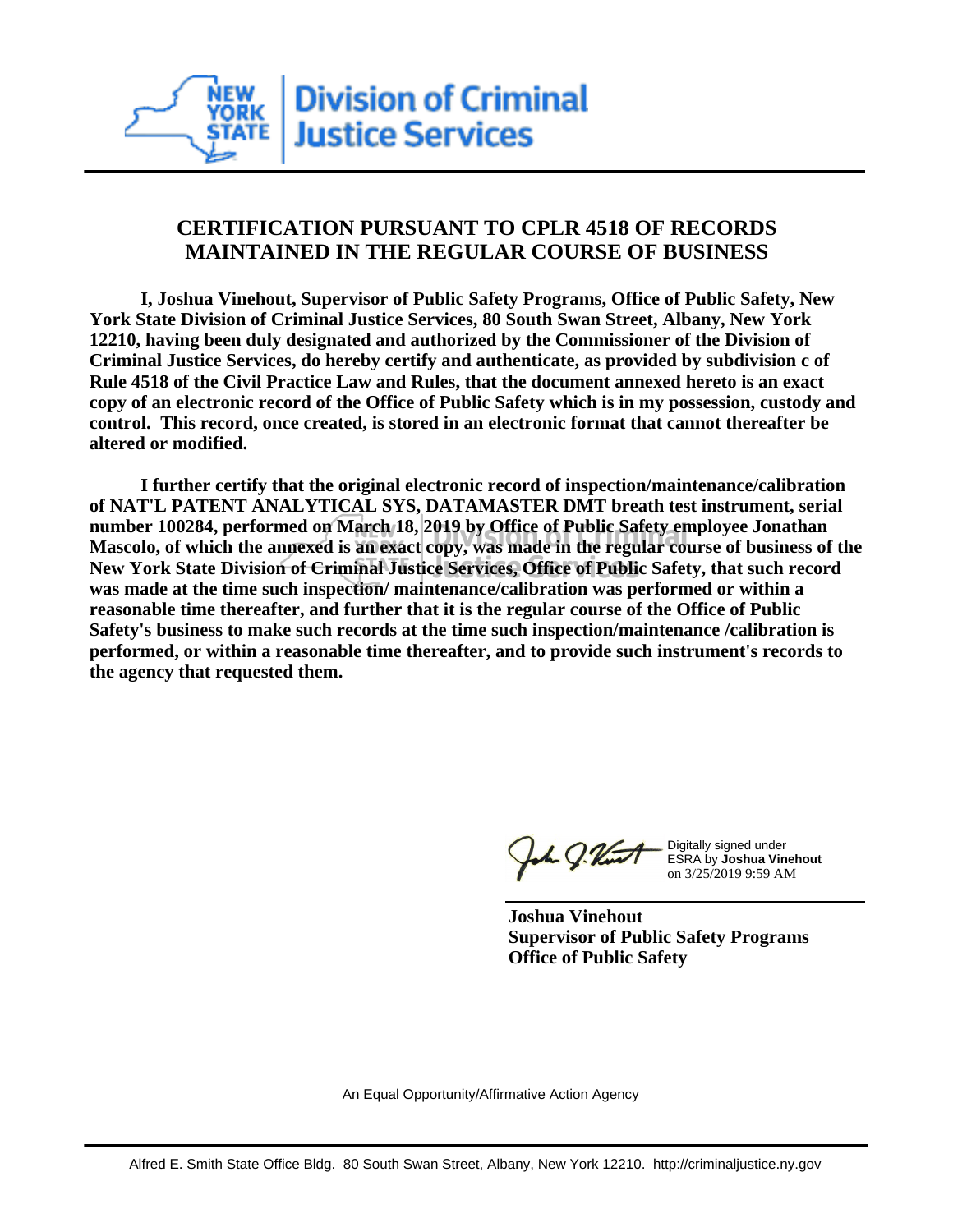Division of Criminal Justice Services

# CERTIFICATION PURSUANT TO CPLR 4518 OF RECORDS MAINTAINED IN THE REGULAR COURSE OF BUSINESS

**I, Joshua Vinehout, Supervisor of Public Safety Programs, Office of Public Safety, New York State Division of Criminal Justice Services, 80 South Swan Street, Albany, New York 12210, having been duly designated and authorized by the Commissioner of the Division of Criminal Justice Services, do hereby certify and authenticate, as provided by subdivision c of Rule 4518 of the Civil Practice Law and Rules, that the document annexed hereto is an exact copy of an electronic record of the Office of Public Safety which is in my possession, custody and control. This record, once created, is stored in an electronic format that cannot thereafter be altered or modified.**

**I further certify that the original electronic record of inspection/maintenance/calibration of NAT'L PATENT ANALYTICAL SYS, DATAMASTER DMT breath test instrument, serial number 100284, performed on March 18, 2019 by Office of Public Safety employee Jonathan Mascolo, of which the annexed is an exact copy, was made in the regular course of business of the New York State Division of Criminal Justice Services, Office of Public Safety, that such record was made at the time such inspection/ maintenance/calibration was performed or within a reasonable time thereafter, and further that it is the regular course of the Office of Public Safety's business to make such records at the time such inspection/maintenance /calibration is performed, or within a reasonable time thereafter, and to provide such instrument's records to the agency that requested them.**

Digitally signed under ESRA by **Joshua Vinehout** on 3/25/2019 9:59 AM

**Joshua Vinehout**
**Supervisor of Public Safety Programs**
**Office of Public Safety**

An Equal Opportunity/Affirmative Action Agency

Alfred E. Smith State Office Bldg. 80 South Swan Street, Albany, New York 12210. http://criminaljustice.ny.gov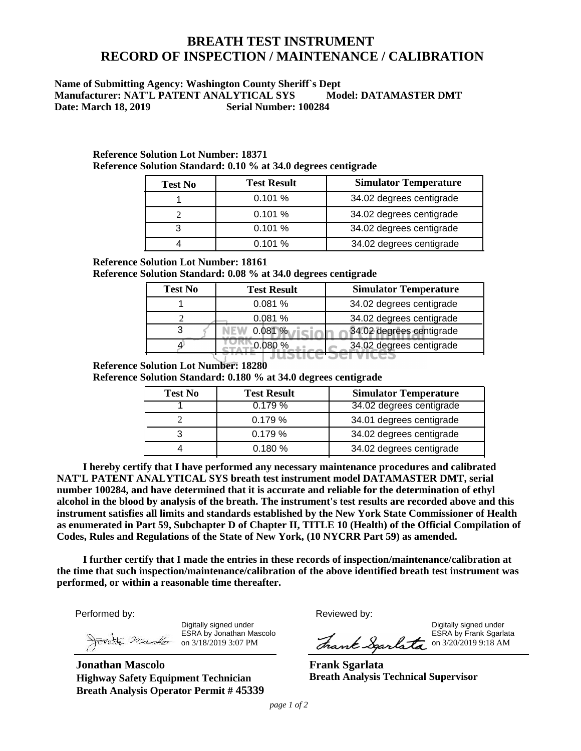# BREATH TEST INSTRUMENT
# RECORD OF INSPECTION / MAINTENANCE / CALIBRATION

**Name of Submitting Agency: Washington County Sheriff`s Dept**
**Manufacturer: NAT'L PATENT ANALYTICAL SYS    Model: DATAMASTER DMT**
**Date: March 18, 2019    Serial Number: 100284**

**Reference Solution Lot Number: 18371**
**Reference Solution Standard: 0.10 % at 34.0 degrees centigrade**

| Test No | Test Result | Simulator Temperature |
|---|---|---|
| 1 | 0.101 % | 34.02 degrees centigrade |
| 2 | 0.101 % | 34.02 degrees centigrade |
| 3 | 0.101 % | 34.02 degrees centigrade |
| 4 | 0.101 % | 34.02 degrees centigrade |

**Reference Solution Lot Number: 18161**
**Reference Solution Standard: 0.08 % at 34.0 degrees centigrade**

| Test No | Test Result | Simulator Temperature |
|---|---|---|
| 1 | 0.081 % | 34.02 degrees centigrade |
| 2 | 0.081 % | 34.02 degrees centigrade |
| 3 | 0.081 % | 34.02 degrees centigrade |
| 4 | 0.080 % | 34.02 degrees centigrade |

**Reference Solution Lot Number: 18280**
**Reference Solution Standard: 0.180 % at 34.0 degrees centigrade**

| Test No | Test Result | Simulator Temperature |
|---|---|---|
| 1 | 0.179 % | 34.02 degrees centigrade |
| 2 | 0.179 % | 34.01 degrees centigrade |
| 3 | 0.179 % | 34.02 degrees centigrade |
| 4 | 0.180 % | 34.02 degrees centigrade |

**I hereby certify that I have performed any necessary maintenance procedures and calibrated NAT'L PATENT ANALYTICAL SYS breath test instrument model DATAMASTER DMT, serial number 100284, and have determined that it is accurate and reliable for the determination of ethyl alcohol in the blood by analysis of the breath. The instrument's test results are recorded above and this instrument satisfies all limits and standards established by the New York State Commissioner of Health as enumerated in Part 59, Subchapter D of Chapter II, TITLE 10 (Health) of the Official Compilation of Codes, Rules and Regulations of the State of New York, (10 NYCRR Part 59) as amended.**

**I further certify that I made the entries in these records of inspection/maintenance/calibration at the time that such inspection/maintenance/calibration of the above identified breath test instrument was performed, or within a reasonable time thereafter.**

Performed by:

Digitally signed under ESRA by Jonathan Mascolo on 3/18/2019 3:07 PM

**Jonathan Mascolo**
**Highway Safety Equipment Technician**
**Breath Analysis Operator Permit # 45339**

Reviewed by:

Digitally signed under ESRA by Frank Sgarlata on 3/20/2019 9:18 AM

**Frank Sgarlata**
**Breath Analysis Technical Supervisor**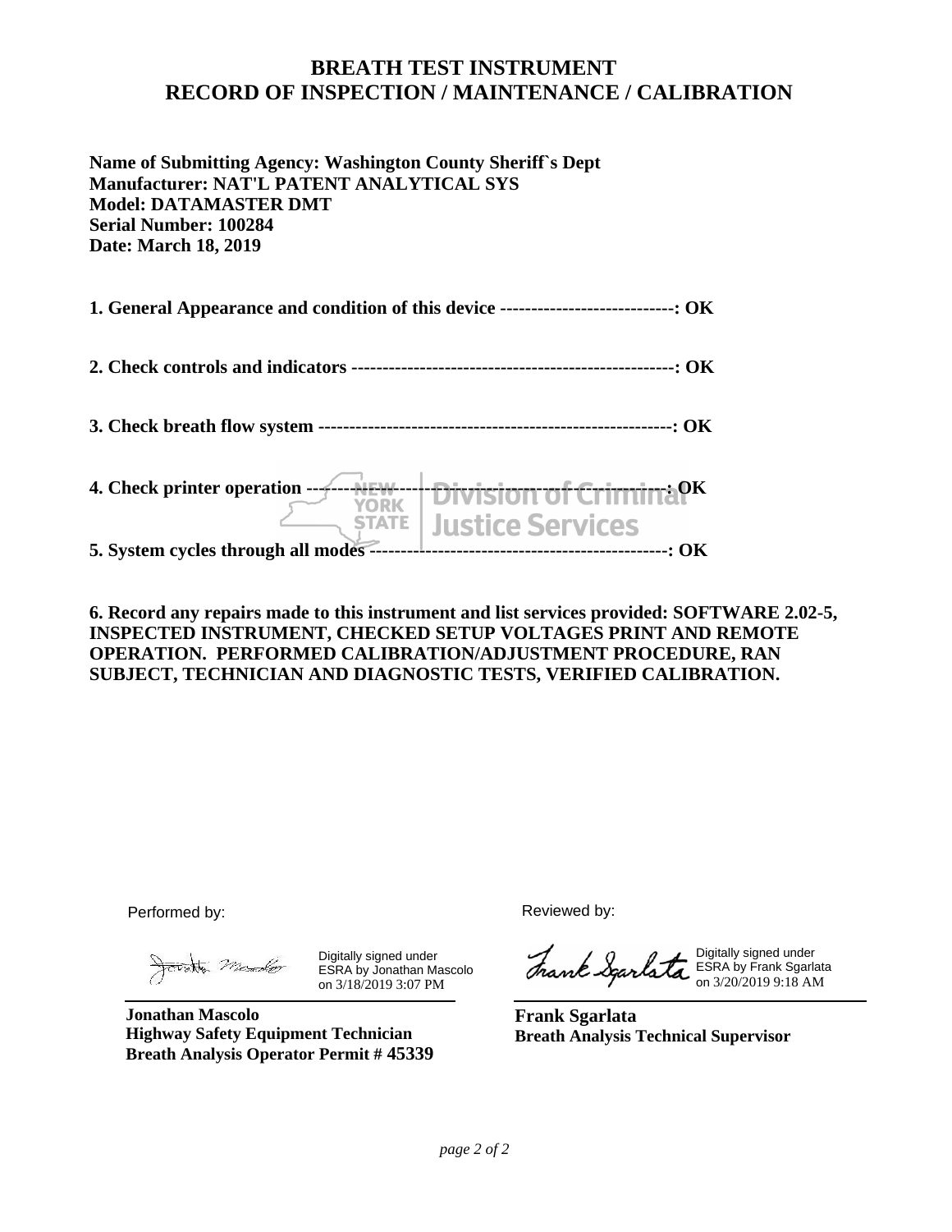# BREATH TEST INSTRUMENT
# RECORD OF INSPECTION / MAINTENANCE / CALIBRATION

**Name of Submitting Agency: Washington County Sheriff`s Dept**
**Manufacturer: NAT'L PATENT ANALYTICAL SYS**
**Model: DATAMASTER DMT**
**Serial Number: 100284**
**Date: March 18, 2019**

**1. General Appearance and condition of this device ----------------------------: OK**

**2. Check controls and indicators ---------------------------------------------------: OK**

**3. Check breath flow system --------------------------------------------------------: OK**

**4. Check printer operation ----------------------------------------------------------: OK**

**5. System cycles through all modes ------------------------------------------------: OK**

**6. Record any repairs made to this instrument and list services provided: SOFTWARE 2.02-5, INSPECTED INSTRUMENT, CHECKED SETUP VOLTAGES PRINT AND REMOTE OPERATION. PERFORMED CALIBRATION/ADJUSTMENT PROCEDURE, RAN SUBJECT, TECHNICIAN AND DIAGNOSTIC TESTS, VERIFIED CALIBRATION.**

Performed by:

Digitally signed under ESRA by Jonathan Mascolo on 3/18/2019 3:07 PM

**Jonathan Mascolo**
**Highway Safety Equipment Technician**
**Breath Analysis Operator Permit # 45339**

Reviewed by:

Digitally signed under ESRA by Frank Sgarlata on 3/20/2019 9:18 AM

**Frank Sgarlata**
**Breath Analysis Technical Supervisor**